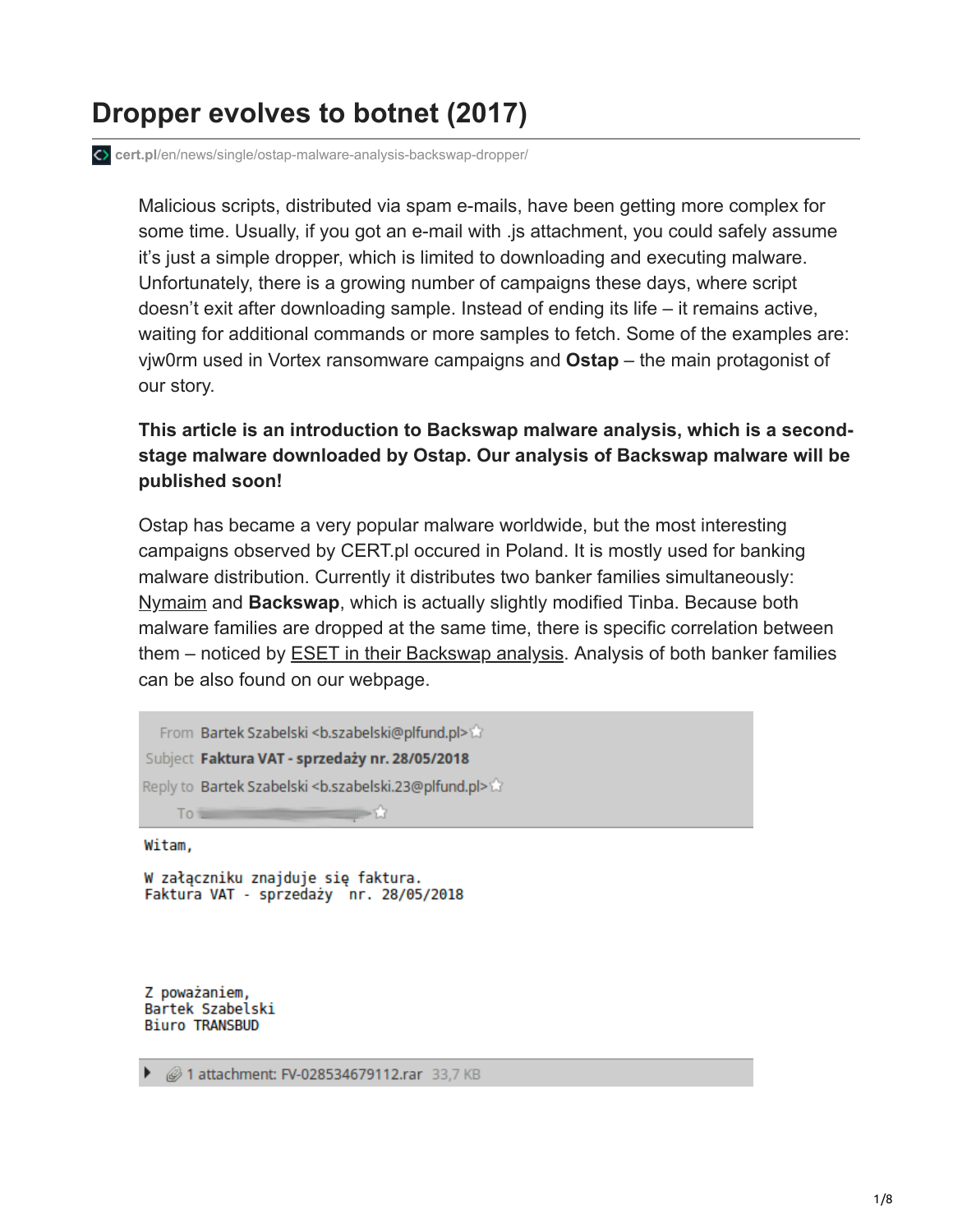# Dropper evolves to botnet (2017)

cert.pl/en/news/single/ostap-malware-analysis-backswap-dropper/

Malicious scripts, distributed via spam e-mails, have been getting more complex for some time. Usually, if you got an e-mail with .js attachment, you could safely assume it's just a simple dropper, which is limited to downloading and executing malware. Unfortunately, there is a growing number of campaigns these days, where script doesn't exit after downloading sample. Instead of ending its life – it remains active, waiting for additional commands or more samples to fetch. Some of the examples are: vjw0rm used in Vortex ransomware campaigns and **Ostap** – the main protagonist of our story.

**This article is an introduction to Backswap malware analysis, which is a second-stage malware downloaded by Ostap. Our analysis of Backswap malware will be published soon!**

Ostap has became a very popular malware worldwide, but the most interesting campaigns observed by CERT.pl occured in Poland. It is mostly used for banking malware distribution. Currently it distributes two banker families simultaneously: Nymaim and **Backswap**, which is actually slightly modified Tinba. Because both malware families are dropped at the same time, there is specific correlation between them – noticed by ESET in their Backswap analysis. Analysis of both banker families can be also found on our webpage.

```
From      Bartek Szabelski <b.szabelski@plfund.pl>
Subject   Faktura VAT - sprzedaży nr. 28/05/2018
Reply to  Bartek Szabelski <b.szabelski.23@plfund.pl>
To

Witam,

W załączniku znajduje się faktura.
Faktura VAT - sprzedaży  nr. 28/05/2018



Z poważaniem,
Bartek Szabelski
Biuro TRANSBUD

1 attachment: FV-028534679112.rar 33,7 KB
```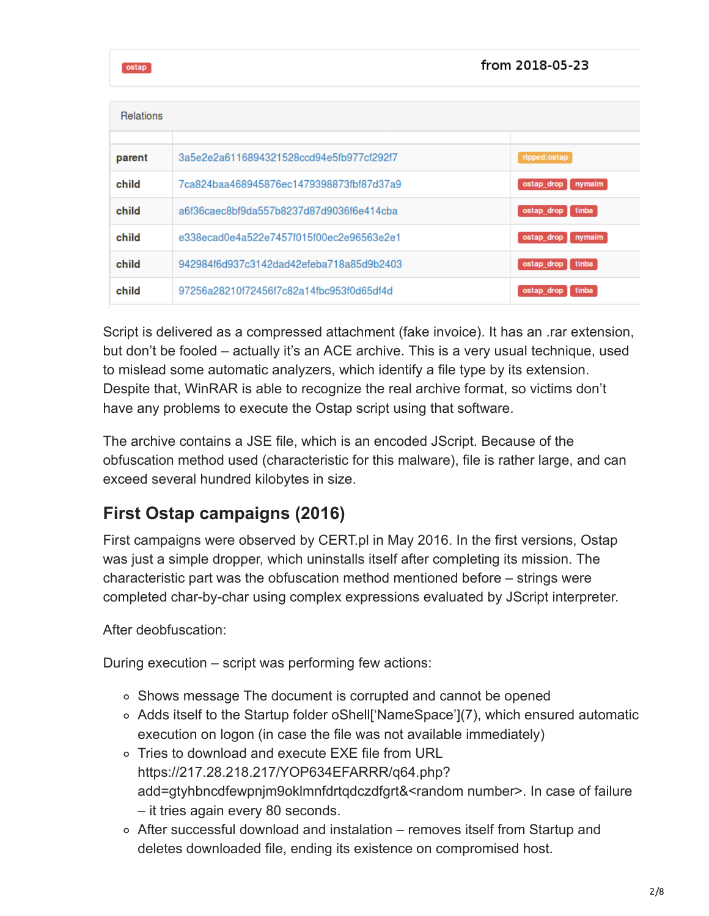| ostap | from 2018-05-23 |
| --- | --- |

Relations

| | | |
| --- | --- | --- |
| parent | 3a5e2e2a6116894321528ccd94e5fb977cf292f7 | ripped:ostap |
| child | 7ca824baa468945876ec1479398873fbf87d37a9 | ostap_drop nymaim |
| child | a6f36caec8bf9da557b8237d87d9036f6e414cba | ostap_drop tinba |
| child | e338ecad0e4a522e7457f015f00ec2e96563e2e1 | ostap_drop nymaim |
| child | 942984f6d937c3142dad42efeba718a85d9b2403 | ostap_drop tinba |
| child | 97256a28210f72456f7c82a14fbc953f0d65df4d | ostap_drop tinba |

Script is delivered as a compressed attachment (fake invoice). It has an .rar extension, but don't be fooled – actually it's an ACE archive. This is a very usual technique, used to mislead some automatic analyzers, which identify a file type by its extension. Despite that, WinRAR is able to recognize the real archive format, so victims don't have any problems to execute the Ostap script using that software.

The archive contains a JSE file, which is an encoded JScript. Because of the obfuscation method used (characteristic for this malware), file is rather large, and can exceed several hundred kilobytes in size.

## First Ostap campaigns (2016)

First campaigns were observed by CERT.pl in May 2016. In the first versions, Ostap was just a simple dropper, which uninstalls itself after completing its mission. The characteristic part was the obfuscation method mentioned before – strings were completed char-by-char using complex expressions evaluated by JScript interpreter.

After deobfuscation:

During execution – script was performing few actions:

- Shows message The document is corrupted and cannot be opened
- Adds itself to the Startup folder oShell['NameSpace'](7), which ensured automatic execution on logon (in case the file was not available immediately)
- Tries to download and execute EXE file from URL https://217.28.218.217/YOP634EFARRR/q64.php?add=gtyhbncdfewpnjm9oklmnfdrtqdczdfgrt&<random number>. In case of failure – it tries again every 80 seconds.
- After successful download and instalation – removes itself from Startup and deletes downloaded file, ending its existence on compromised host.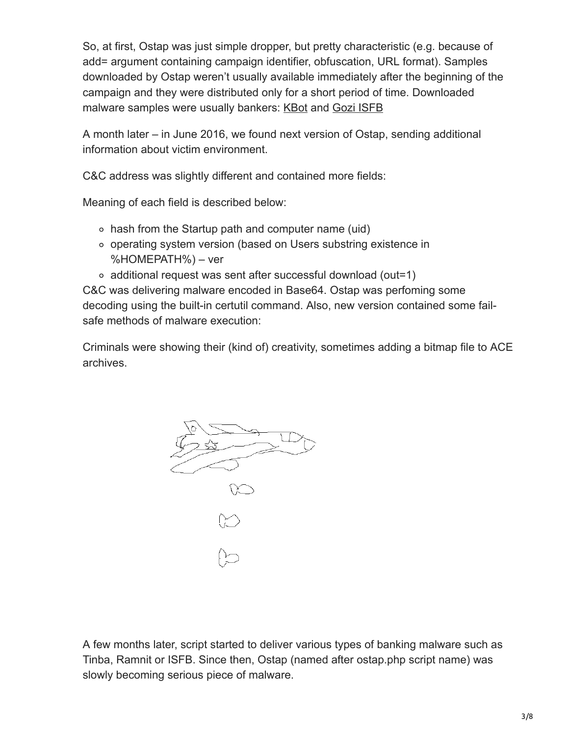So, at first, Ostap was just simple dropper, but pretty characteristic (e.g. because of add= argument containing campaign identifier, obfuscation, URL format). Samples downloaded by Ostap weren't usually available immediately after the beginning of the campaign and they were distributed only for a short period of time. Downloaded malware samples were usually bankers: KBot and Gozi ISFB

A month later – in June 2016, we found next version of Ostap, sending additional information about victim environment.

C&C address was slightly different and contained more fields:

Meaning of each field is described below:

- hash from the Startup path and computer name (uid)
- operating system version (based on Users substring existence in %HOMEPATH%) – ver
- additional request was sent after successful download (out=1)

C&C was delivering malware encoded in Base64. Ostap was perfoming some decoding using the built-in certutil command. Also, new version contained some fail-safe methods of malware execution:

Criminals were showing their (kind of) creativity, sometimes adding a bitmap file to ACE archives.

A few months later, script started to deliver various types of banking malware such as Tinba, Ramnit or ISFB. Since then, Ostap (named after ostap.php script name) was slowly becoming serious piece of malware.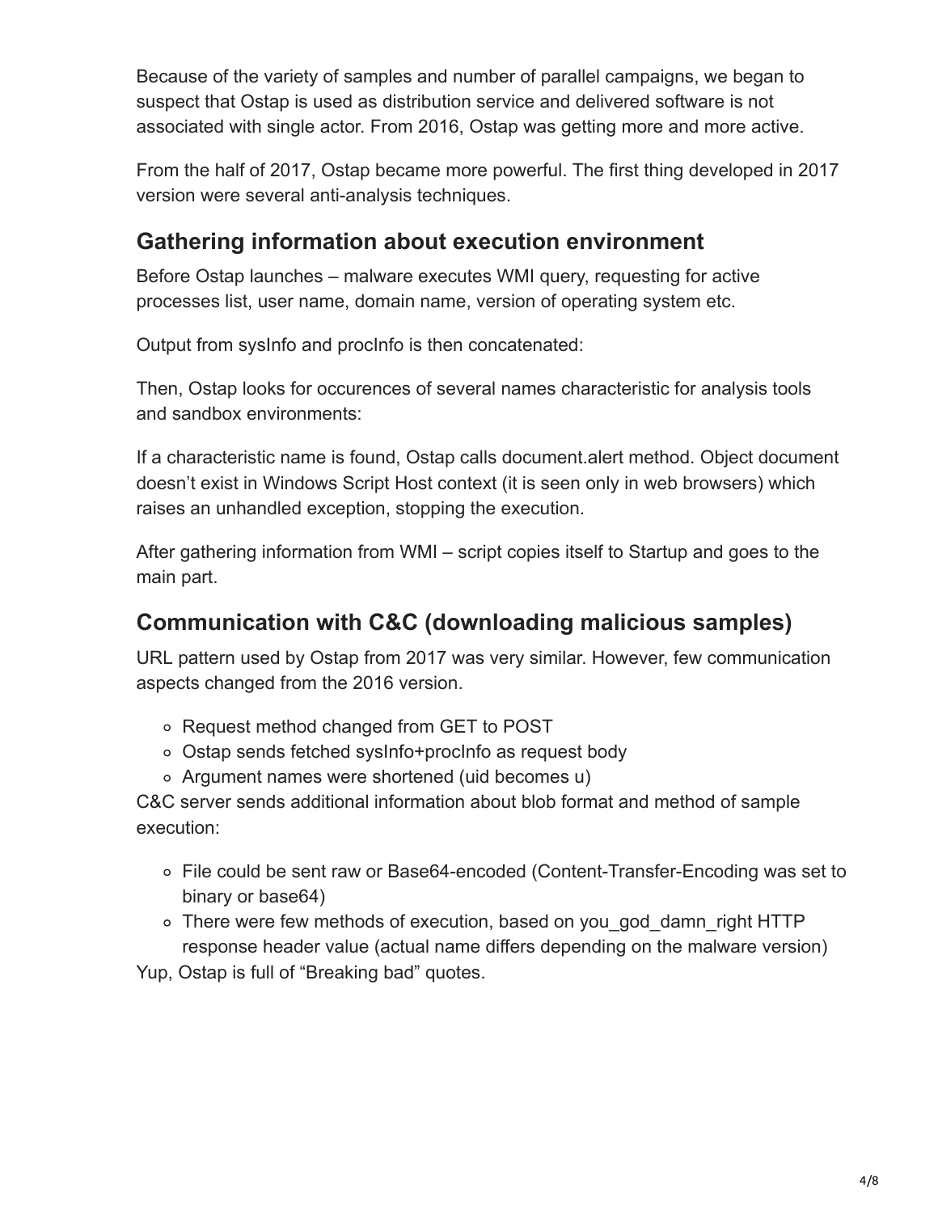Because of the variety of samples and number of parallel campaigns, we began to suspect that Ostap is used as distribution service and delivered software is not associated with single actor. From 2016, Ostap was getting more and more active.

From the half of 2017, Ostap became more powerful. The first thing developed in 2017 version were several anti-analysis techniques.

## Gathering information about execution environment

Before Ostap launches – malware executes WMI query, requesting for active processes list, user name, domain name, version of operating system etc.

Output from sysInfo and procInfo is then concatenated:

Then, Ostap looks for occurences of several names characteristic for analysis tools and sandbox environments:

If a characteristic name is found, Ostap calls document.alert method. Object document doesn't exist in Windows Script Host context (it is seen only in web browsers) which raises an unhandled exception, stopping the execution.

After gathering information from WMI – script copies itself to Startup and goes to the main part.

## Communication with C&C (downloading malicious samples)

URL pattern used by Ostap from 2017 was very similar. However, few communication aspects changed from the 2016 version.

- Request method changed from GET to POST
- Ostap sends fetched sysInfo+procInfo as request body
- Argument names were shortened (uid becomes u)

C&C server sends additional information about blob format and method of sample execution:

- File could be sent raw or Base64-encoded (Content-Transfer-Encoding was set to binary or base64)
- There were few methods of execution, based on you_god_damn_right HTTP response header value (actual name differs depending on the malware version)

Yup, Ostap is full of "Breaking bad" quotes.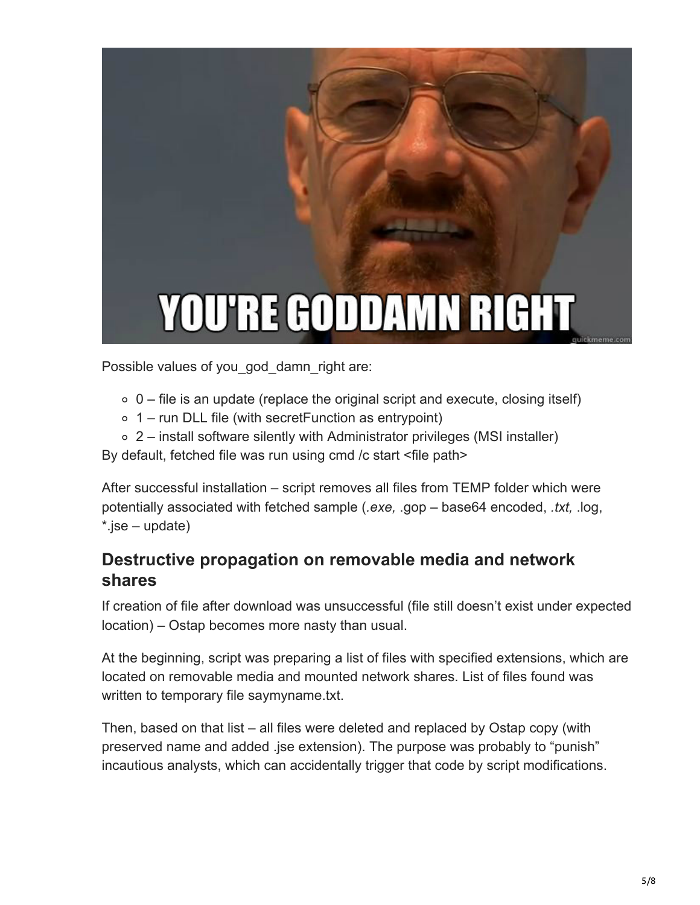Possible values of you_god_damn_right are:

- 0 – file is an update (replace the original script and execute, closing itself)
- 1 – run DLL file (with secretFunction as entrypoint)
- 2 – install software silently with Administrator privileges (MSI installer)

By default, fetched file was run using cmd /c start <file path>

After successful installation – script removes all files from TEMP folder which were potentially associated with fetched sample (*.exe,* .gop – base64 encoded, *.txt,* .log, *.jse – update)

## Destructive propagation on removable media and network shares

If creation of file after download was unsuccessful (file still doesn't exist under expected location) – Ostap becomes more nasty than usual.

At the beginning, script was preparing a list of files with specified extensions, which are located on removable media and mounted network shares. List of files found was written to temporary file saymyname.txt.

Then, based on that list – all files were deleted and replaced by Ostap copy (with preserved name and added .jse extension). The purpose was probably to "punish" incautious analysts, which can accidentally trigger that code by script modifications.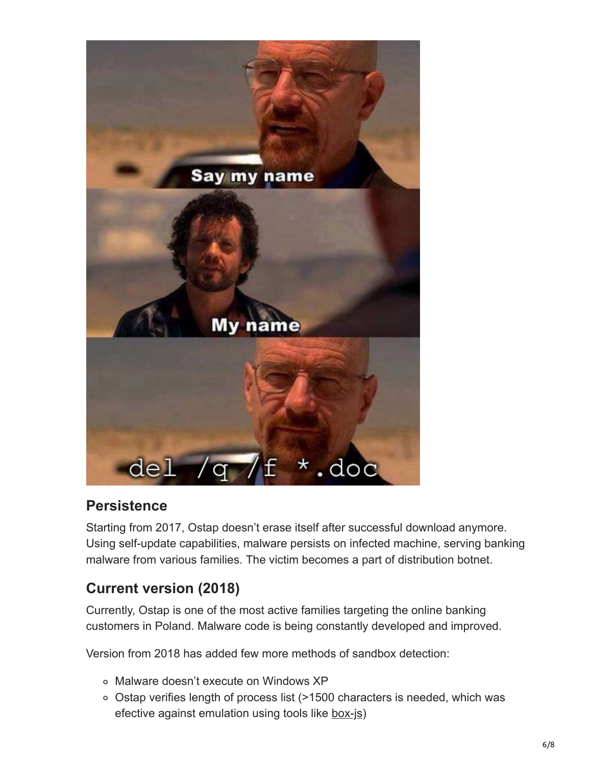## Persistence

Starting from 2017, Ostap doesn't erase itself after successful download anymore. Using self-update capabilities, malware persists on infected machine, serving banking malware from various families. The victim becomes a part of distribution botnet.

## Current version (2018)

Currently, Ostap is one of the most active families targeting the online banking customers in Poland. Malware code is being constantly developed and improved.

Version from 2018 has added few more methods of sandbox detection:

- Malware doesn't execute on Windows XP
- Ostap verifies length of process list (>1500 characters is needed, which was efective against emulation using tools like box-js)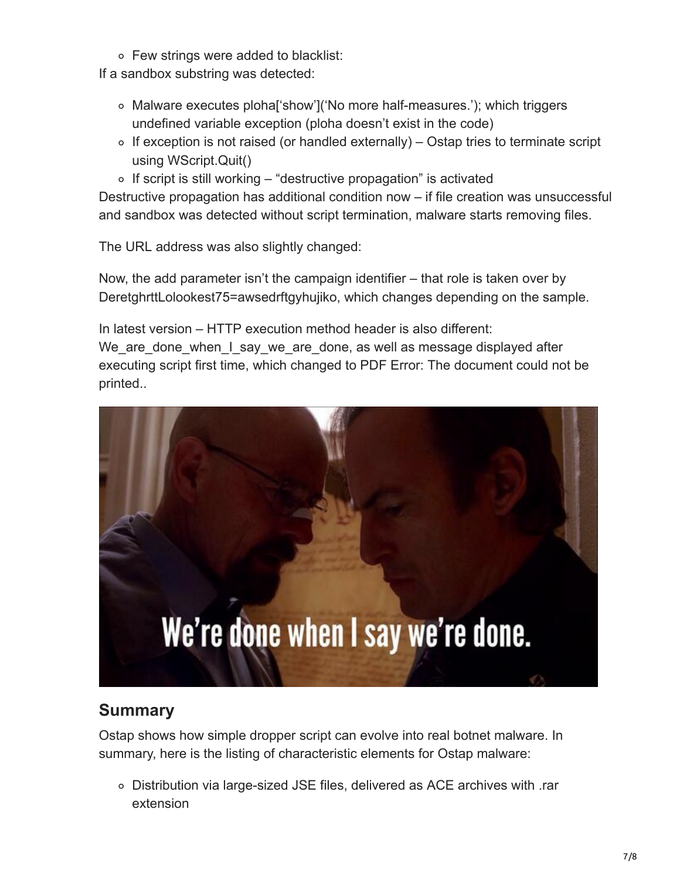- Few strings were added to blacklist:

If a sandbox substring was detected:

- Malware executes ploha['show']('No more half-measures.'); which triggers undefined variable exception (ploha doesn't exist in the code)
- If exception is not raised (or handled externally) – Ostap tries to terminate script using WScript.Quit()
- If script is still working – "destructive propagation" is activated

Destructive propagation has additional condition now – if file creation was unsuccessful and sandbox was detected without script termination, malware starts removing files.

The URL address was also slightly changed:

Now, the add parameter isn't the campaign identifier – that role is taken over by DeretghrttLolookest75=awsedrftgyhujiko, which changes depending on the sample.

In latest version – HTTP execution method header is also different: We_are_done_when_I_say_we_are_done, as well as message displayed after executing script first time, which changed to PDF Error: The document could not be printed..

## Summary

Ostap shows how simple dropper script can evolve into real botnet malware. In summary, here is the listing of characteristic elements for Ostap malware:

- Distribution via large-sized JSE files, delivered as ACE archives with .rar extension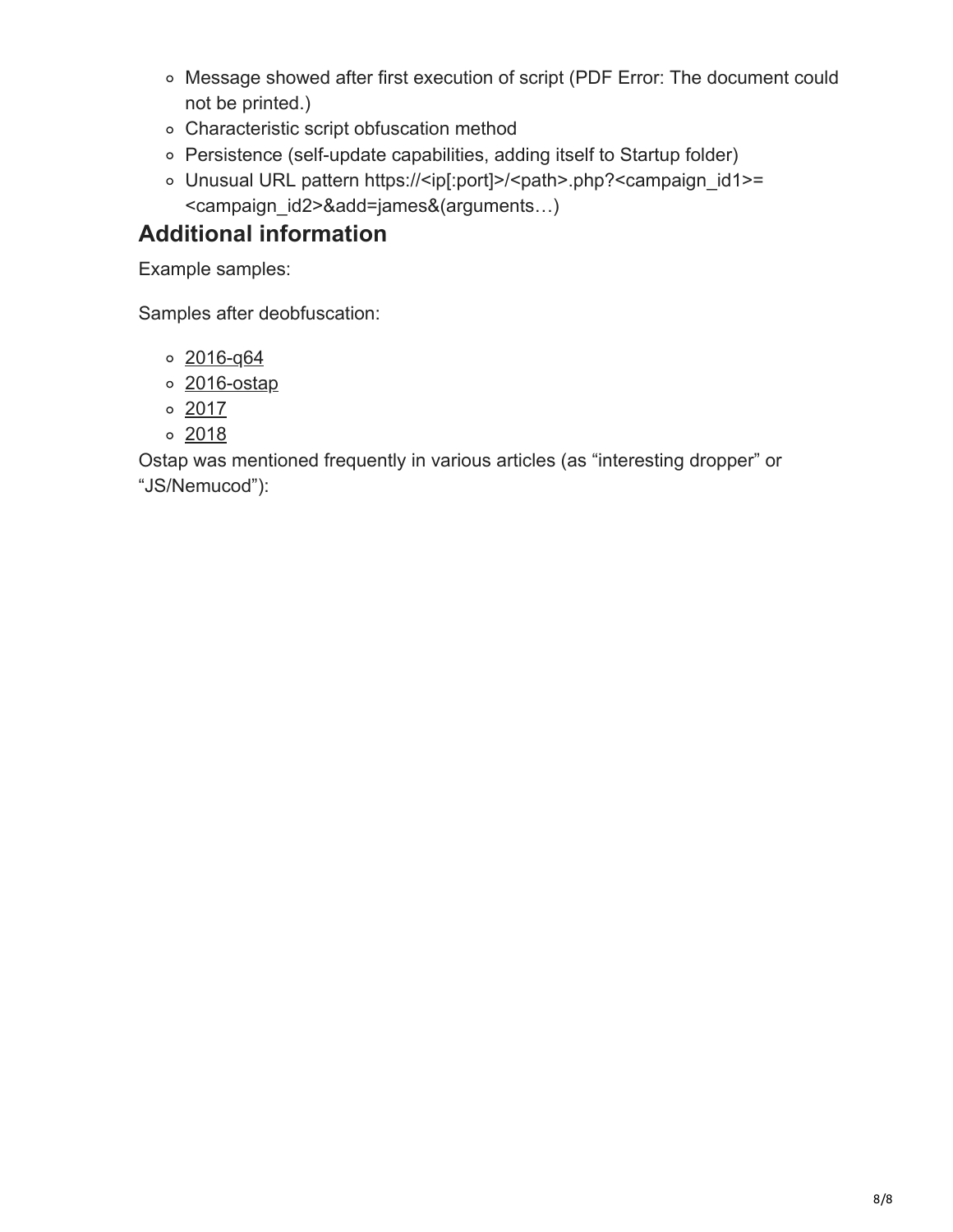- Message showed after first execution of script (PDF Error: The document could not be printed.)
- Characteristic script obfuscation method
- Persistence (self-update capabilities, adding itself to Startup folder)
- Unusual URL pattern https://<ip[:port]>/<path>.php?<campaign_id1>=<campaign_id2>&add=james&(arguments…)

## Additional information

Example samples:

Samples after deobfuscation:

- 2016-q64
- 2016-ostap
- 2017
- 2018

Ostap was mentioned frequently in various articles (as "interesting dropper" or "JS/Nemucod"):